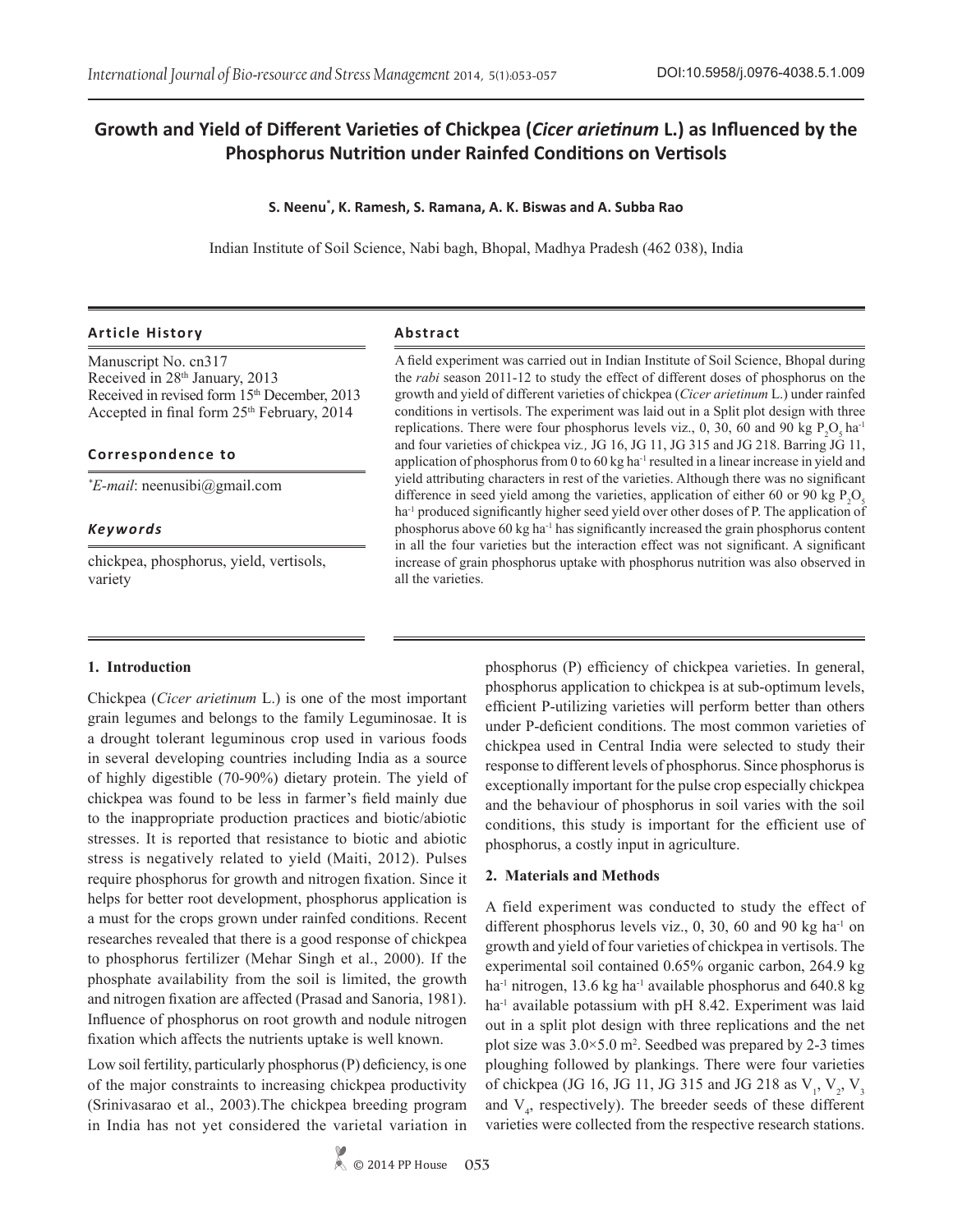# Growth and Yield of Different Varieties of Chickpea (*Cicer arietinum* L.) as Influenced by the Phosphorus Nutrition under Rainfed Conditions on Vertisols

**S. Neenu[*], K. Ramesh, S. Ramana, A. K. Biswas and A. Subba Rao**

Indian Institute of Soil Science, Nabi bagh, Bhopal, Madhya Pradesh (462 038), India

DOI:10.5958/j.0976-4038.5.1.009

### Article History

Manuscript No. cn317
Received in 28th January, 2013
Received in revised form 15th December, 2013
Accepted in final form 25th February, 2014

### Correspondence to

[*]*E-mail*: neenusibi@gmail.com

### *Keywords*

chickpea, phosphorus, yield, vertisols, variety

### Abstract

A field experiment was carried out in Indian Institute of Soil Science, Bhopal during the *rabi* season 2011-12 to study the effect of different doses of phosphorus on the growth and yield of different varieties of chickpea (*Cicer arietinum* L.) under rainfed conditions in vertisols. The experiment was laid out in a Split plot design with three replications. There were four phosphorus levels viz., 0, 30, 60 and 90 kg $P_2O_5$ ha$^{-1}$ and four varieties of chickpea viz., JG 16, JG 11, JG 315 and JG 218. Barring JG 11, application of phosphorus from 0 to 60 kg ha$^{-1}$ resulted in a linear increase in yield and yield attributing characters in rest of the varieties. Although there was no significant difference in seed yield among the varieties, application of either 60 or 90 kg $P_2O_5$ ha$^{-1}$ produced significantly higher seed yield over other doses of P. The application of phosphorus above 60 kg ha$^{-1}$ has significantly increased the grain phosphorus content in all the four varieties but the interaction effect was not significant. A significant increase of grain phosphorus uptake with phosphorus nutrition was also observed in all the varieties.

## 1. Introduction

Chickpea (*Cicer arietinum* L.) is one of the most important grain legumes and belongs to the family Leguminosae. It is a drought tolerant leguminous crop used in various foods in several developing countries including India as a source of highly digestible (70-90%) dietary protein. The yield of chickpea was found to be less in farmer's field mainly due to the inappropriate production practices and biotic/abiotic stresses. It is reported that resistance to biotic and abiotic stress is negatively related to yield (Maiti, 2012). Pulses require phosphorus for growth and nitrogen fixation. Since it helps for better root development, phosphorus application is a must for the crops grown under rainfed conditions. Recent researches revealed that there is a good response of chickpea to phosphorus fertilizer (Mehar Singh et al., 2000). If the phosphate availability from the soil is limited, the growth and nitrogen fixation are affected (Prasad and Sanoria, 1981). Influence of phosphorus on root growth and nodule nitrogen fixation which affects the nutrients uptake is well known.

Low soil fertility, particularly phosphorus (P) deficiency, is one of the major constraints to increasing chickpea productivity (Srinivasarao et al., 2003).The chickpea breeding program in India has not yet considered the varietal variation in phosphorus (P) efficiency of chickpea varieties. In general, phosphorus application to chickpea is at sub-optimum levels, efficient P-utilizing varieties will perform better than others under P-deficient conditions. The most common varieties of chickpea used in Central India were selected to study their response to different levels of phosphorus. Since phosphorus is exceptionally important for the pulse crop especially chickpea and the behaviour of phosphorus in soil varies with the soil conditions, this study is important for the efficient use of phosphorus, a costly input in agriculture.

## 2. Materials and Methods

A field experiment was conducted to study the effect of different phosphorus levels viz., 0, 30, 60 and 90 kg ha$^{-1}$ on growth and yield of four varieties of chickpea in vertisols. The experimental soil contained 0.65% organic carbon, 264.9 kg ha$^{-1}$ nitrogen, 13.6 kg ha$^{-1}$ available phosphorus and 640.8 kg ha$^{-1}$ available potassium with pH 8.42. Experiment was laid out in a split plot design with three replications and the net plot size was 3.0×5.0 m$^2$. Seedbed was prepared by 2-3 times ploughing followed by plankings. There were four varieties of chickpea (JG 16, JG 11, JG 315 and JG 218 as $V_1$, $V_2$, $V_3$ and $V_4$, respectively). The breeder seeds of these different varieties were collected from the respective research stations.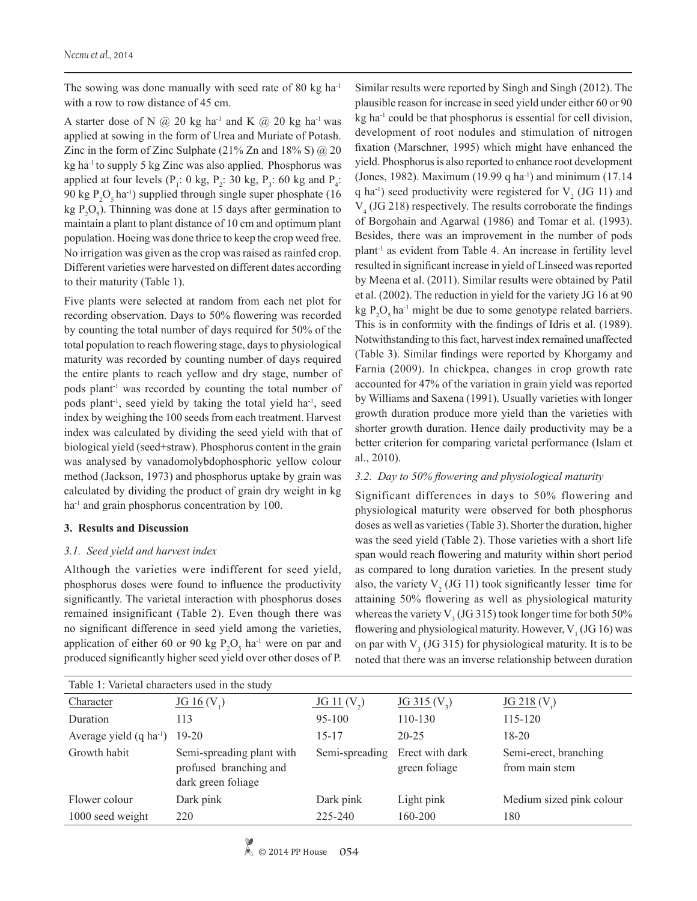The sowing was done manually with seed rate of 80 kg ha$^{-1}$ with a row to row distance of 45 cm.

A starter dose of N @ 20 kg ha$^{-1}$ and K @ 20 kg ha$^{-1}$ was applied at sowing in the form of Urea and Muriate of Potash. Zinc in the form of Zinc Sulphate (21% Zn and 18% S) @ 20 kg ha$^{-1}$ to supply 5 kg Zinc was also applied. Phosphorus was applied at four levels ($P_1$: 0 kg, $P_2$: 30 kg, $P_3$: 60 kg and $P_4$: 90 kg $P_2O_5$ ha$^{-1}$) supplied through single super phosphate (16 kg $P_2O_5$). Thinning was done at 15 days after germination to maintain a plant to plant distance of 10 cm and optimum plant population. Hoeing was done thrice to keep the crop weed free. No irrigation was given as the crop was raised as rainfed crop. Different varieties were harvested on different dates according to their maturity (Table 1).

Five plants were selected at random from each net plot for recording observation. Days to 50% flowering was recorded by counting the total number of days required for 50% of the total population to reach flowering stage, days to physiological maturity was recorded by counting number of days required the entire plants to reach yellow and dry stage, number of pods plant$^{-1}$ was recorded by counting the total number of pods plant$^{-1}$, seed yield by taking the total yield ha$^{-1}$, seed index by weighing the 100 seeds from each treatment. Harvest index was calculated by dividing the seed yield with that of biological yield (seed+straw). Phosphorus content in the grain was analysed by vanadomolybdophosphoric yellow colour method (Jackson, 1973) and phosphorus uptake by grain was calculated by dividing the product of grain dry weight in kg ha$^{-1}$ and grain phosphorus concentration by 100.

## 3. Results and Discussion

### *3.1. Seed yield and harvest index*

Although the varieties were indifferent for seed yield, phosphorus doses were found to influence the productivity significantly. The varietal interaction with phosphorus doses remained insignificant (Table 2). Even though there was no significant difference in seed yield among the varieties, application of either 60 or 90 kg $P_2O_5$ ha$^{-1}$ were on par and produced significantly higher seed yield over other doses of P. Similar results were reported by Singh and Singh (2012). The plausible reason for increase in seed yield under either 60 or 90 kg ha$^{-1}$ could be that phosphorus is essential for cell division, development of root nodules and stimulation of nitrogen fixation (Marschner, 1995) which might have enhanced the yield. Phosphorus is also reported to enhance root development (Jones, 1982). Maximum (19.99 q ha$^{-1}$) and minimum (17.14 q ha$^{-1}$) seed productivity were registered for $V_2$ (JG 11) and $V_4$ (JG 218) respectively. The results corroborate the findings of Borgohain and Agarwal (1986) and Tomar et al. (1993). Besides, there was an improvement in the number of pods plant$^{-1}$ as evident from Table 4. An increase in fertility level resulted in significant increase in yield of Linseed was reported by Meena et al. (2011). Similar results were obtained by Patil et al. (2002). The reduction in yield for the variety JG 16 at 90 kg $P_2O_5$ ha$^{-1}$ might be due to some genotype related barriers. This is in conformity with the findings of Idris et al. (1989). Notwithstanding to this fact, harvest index remained unaffected (Table 3). Similar findings were reported by Khorgamy and Farnia (2009). In chickpea, changes in crop growth rate accounted for 47% of the variation in grain yield was reported by Williams and Saxena (1991). Usually varieties with longer growth duration produce more yield than the varieties with shorter growth duration. Hence daily productivity may be a better criterion for comparing varietal performance (Islam et al., 2010).

### *3.2. Day to 50% flowering and physiological maturity*

Significant differences in days to 50% flowering and physiological maturity were observed for both phosphorus doses as well as varieties (Table 3). Shorter the duration, higher was the seed yield (Table 2). Those varieties with a short life span would reach flowering and maturity within short period as compared to long duration varieties. In the present study also, the variety $V_2$ (JG 11) took significantly lesser time for attaining 50% flowering as well as physiological maturity whereas the variety $V_3$ (JG 315) took longer time for both 50% flowering and physiological maturity. However, $V_1$ (JG 16) was on par with $V_3$ (JG 315) for physiological maturity. It is to be noted that there was an inverse relationship between duration

Table 1: Varietal characters used in the study

| Character | JG 16 ($V_1$) | JG 11 ($V_2$) | JG 315 ($V_3$) | JG 218 ($V_t$) |
|---|---|---|---|---|
| Duration | 113 | 95-100 | 110-130 | 115-120 |
| Average yield (q ha$^{-1}$) | 19-20 | 15-17 | 20-25 | 18-20 |
| Growth habit | Semi-spreading plant with profused branching and dark green foliage | Semi-spreading | Erect with dark green foliage | Semi-erect, branching from main stem |
| Flower colour | Dark pink | Dark pink | Light pink | Medium sized pink colour |
| 1000 seed weight | 220 | 225-240 | 160-200 | 180 |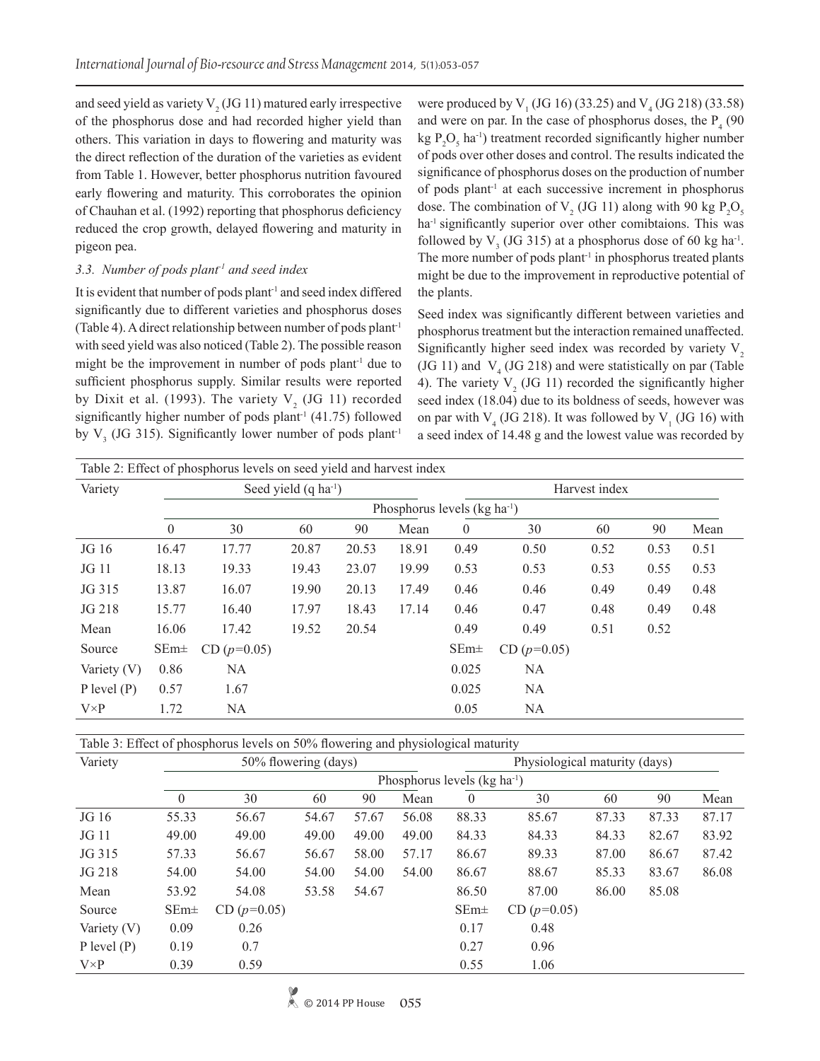and seed yield as variety $V_2$ (JG 11) matured early irrespective of the phosphorus dose and had recorded higher yield than others. This variation in days to flowering and maturity was the direct reflection of the duration of the varieties as evident from Table 1. However, better phosphorus nutrition favoured early flowering and maturity. This corroborates the opinion of Chauhan et al. (1992) reporting that phosphorus deficiency reduced the crop growth, delayed flowering and maturity in pigeon pea.

### 3.3. Number of pods plant$^{-1}$ and seed index

It is evident that number of pods plant$^{-1}$ and seed index differed significantly due to different varieties and phosphorus doses (Table 4). A direct relationship between number of pods plant$^{-1}$ with seed yield was also noticed (Table 2). The possible reason might be the improvement in number of pods plant$^{-1}$ due to sufficient phosphorus supply. Similar results were reported by Dixit et al. (1993). The variety $V_2$ (JG 11) recorded significantly higher number of pods plant$^{-1}$ (41.75) followed by $V_3$ (JG 315). Significantly lower number of pods plant$^{-1}$ were produced by $V_1$ (JG 16) (33.25) and $V_4$ (JG 218) (33.58) and were on par. In the case of phosphorus doses, the $P_4$ (90 kg $P_2O_5$ ha$^{-1}$) treatment recorded significantly higher number of pods over other doses and control. The results indicated the significance of phosphorus doses on the production of number of pods plant$^{-1}$ at each successive increment in phosphorus dose. The combination of $V_2$ (JG 11) along with 90 kg $P_2O_5$ ha$^{-1}$ significantly superior over other comibtaions. This was followed by $V_3$ (JG 315) at a phosphorus dose of 60 kg ha$^{-1}$. The more number of pods plant$^{-1}$ in phosphorus treated plants might be due to the improvement in reproductive potential of the plants.

Seed index was significantly different between varieties and phosphorus treatment but the interaction remained unaffected. Significantly higher seed index was recorded by variety $V_2$ (JG 11) and $V_4$ (JG 218) and were statistically on par (Table 4). The variety $V_2$ (JG 11) recorded the significantly higher seed index (18.04) due to its boldness of seeds, however was on par with $V_4$ (JG 218). It was followed by $V_1$ (JG 16) with a seed index of 14.48 g and the lowest value was recorded by

Table 2: Effect of phosphorus levels on seed yield and harvest index

| Variety | Seed yield (q ha$^{-1}$) | | | | | Harvest index | | | | |
|---|---|---|---|---|---|---|---|---|---|---|
| | Phosphorus levels (kg ha$^{-1}$) | | | | | | | | | |
| | 0 | 30 | 60 | 90 | Mean | 0 | 30 | 60 | 90 | Mean |
| JG 16 | 16.47 | 17.77 | 20.87 | 20.53 | 18.91 | 0.49 | 0.50 | 0.52 | 0.53 | 0.51 |
| JG 11 | 18.13 | 19.33 | 19.43 | 23.07 | 19.99 | 0.53 | 0.53 | 0.53 | 0.55 | 0.53 |
| JG 315 | 13.87 | 16.07 | 19.90 | 20.13 | 17.49 | 0.46 | 0.46 | 0.49 | 0.49 | 0.48 |
| JG 218 | 15.77 | 16.40 | 17.97 | 18.43 | 17.14 | 0.46 | 0.47 | 0.48 | 0.49 | 0.48 |
| Mean | 16.06 | 17.42 | 19.52 | 20.54 | | 0.49 | 0.49 | 0.51 | 0.52 | |
| Source | SEm± | CD ($p$=0.05) | | | | SEm± | CD ($p$=0.05) | | | |
| Variety (V) | 0.86 | NA | | | | 0.025 | NA | | | |
| P level (P) | 0.57 | 1.67 | | | | 0.025 | NA | | | |
| V×P | 1.72 | NA | | | | 0.05 | NA | | | |

Table 3: Effect of phosphorus levels on 50% flowering and physiological maturity

| Variety | 50% flowering (days) | | | | | Physiological maturity (days) | | | | |
|---|---|---|---|---|---|---|---|---|---|---|
| | Phosphorus levels (kg ha$^{-1}$) | | | | | | | | | |
| | 0 | 30 | 60 | 90 | Mean | 0 | 30 | 60 | 90 | Mean |
| JG 16 | 55.33 | 56.67 | 54.67 | 57.67 | 56.08 | 88.33 | 85.67 | 87.33 | 87.33 | 87.17 |
| JG 11 | 49.00 | 49.00 | 49.00 | 49.00 | 49.00 | 84.33 | 84.33 | 84.33 | 82.67 | 83.92 |
| JG 315 | 57.33 | 56.67 | 56.67 | 58.00 | 57.17 | 86.67 | 89.33 | 87.00 | 86.67 | 87.42 |
| JG 218 | 54.00 | 54.00 | 54.00 | 54.00 | 54.00 | 86.67 | 88.67 | 85.33 | 83.67 | 86.08 |
| Mean | 53.92 | 54.08 | 53.58 | 54.67 | | 86.50 | 87.00 | 86.00 | 85.08 | |
| Source | SEm± | CD ($p$=0.05) | | | | SEm± | CD ($p$=0.05) | | | |
| Variety (V) | 0.09 | 0.26 | | | | 0.17 | 0.48 | | | |
| P level (P) | 0.19 | 0.7 | | | | 0.27 | 0.96 | | | |
| V×P | 0.39 | 0.59 | | | | 0.55 | 1.06 | | | |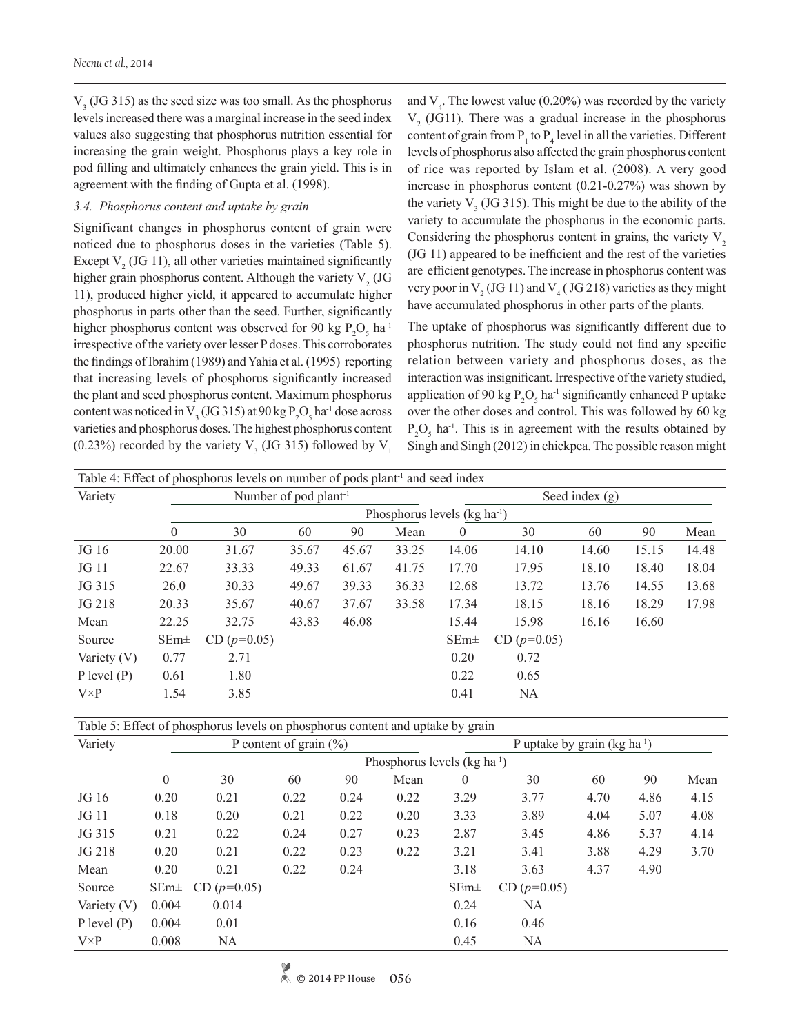$V_3$ (JG 315) as the seed size was too small. As the phosphorus levels increased there was a marginal increase in the seed index values also suggesting that phosphorus nutrition essential for increasing the grain weight. Phosphorus plays a key role in pod filling and ultimately enhances the grain yield. This is in agreement with the finding of Gupta et al. (1998).

### 3.4. Phosphorus content and uptake by grain

Significant changes in phosphorus content of grain were noticed due to phosphorus doses in the varieties (Table 5). Except $V_2$ (JG 11), all other varieties maintained significantly higher grain phosphorus content. Although the variety $V_2$ (JG 11), produced higher yield, it appeared to accumulate higher phosphorus in parts other than the seed. Further, significantly higher phosphorus content was observed for 90 kg $P_2O_5$ ha$^{-1}$ irrespective of the variety over lesser P doses. This corroborates the findings of Ibrahim (1989) and Yahia et al. (1995) reporting that increasing levels of phosphorus significantly increased the plant and seed phosphorus content. Maximum phosphorus content was noticed in $V_3$ (JG 315) at 90 kg $P_2O_5$ ha$^{-1}$ dose across varieties and phosphorus doses. The highest phosphorus content (0.23%) recorded by the variety $V_3$ (JG 315) followed by $V_1$ and $V_4$. The lowest value (0.20%) was recorded by the variety $V_2$ (JG11). There was a gradual increase in the phosphorus content of grain from $P_1$ to $P_4$ level in all the varieties. Different levels of phosphorus also affected the grain phosphorus content of rice was reported by Islam et al. (2008). A very good increase in phosphorus content (0.21-0.27%) was shown by the variety $V_3$ (JG 315). This might be due to the ability of the variety to accumulate the phosphorus in the economic parts. Considering the phosphorus content in grains, the variety $V_2$ (JG 11) appeared to be inefficient and the rest of the varieties are efficient genotypes. The increase in phosphorus content was very poor in $V_2$ (JG 11) and $V_4$ ( JG 218) varieties as they might have accumulated phosphorus in other parts of the plants.

The uptake of phosphorus was significantly different due to phosphorus nutrition. The study could not find any specific relation between variety and phosphorus doses, as the interaction was insignificant. Irrespective of the variety studied, application of 90 kg $P_2O_5$ ha$^{-1}$ significantly enhanced P uptake over the other doses and control. This was followed by 60 kg $P_2O_5$ ha$^{-1}$. This is in agreement with the results obtained by Singh and Singh (2012) in chickpea. The possible reason might

Table 4: Effect of phosphorus levels on number of pods plant$^{-1}$ and seed index

| Variety | Number of pod plant$^{-1}$ | | | | | Seed index (g) | | | | |
|---|---|---|---|---|---|---|---|---|---|---|
| | Phosphorus levels (kg ha$^{-1}$) | | | | | | | | | |
| | 0 | 30 | 60 | 90 | Mean | 0 | 30 | 60 | 90 | Mean |
| JG 16 | 20.00 | 31.67 | 35.67 | 45.67 | 33.25 | 14.06 | 14.10 | 14.60 | 15.15 | 14.48 |
| JG 11 | 22.67 | 33.33 | 49.33 | 61.67 | 41.75 | 17.70 | 17.95 | 18.10 | 18.40 | 18.04 |
| JG 315 | 26.0 | 30.33 | 49.67 | 39.33 | 36.33 | 12.68 | 13.72 | 13.76 | 14.55 | 13.68 |
| JG 218 | 20.33 | 35.67 | 40.67 | 37.67 | 33.58 | 17.34 | 18.15 | 18.16 | 18.29 | 17.98 |
| Mean | 22.25 | 32.75 | 43.83 | 46.08 | | 15.44 | 15.98 | 16.16 | 16.60 | |
| Source | SEm± | CD ($p$=0.05) | | | | SEm± | CD ($p$=0.05) | | | |
| Variety (V) | 0.77 | 2.71 | | | | 0.20 | 0.72 | | | |
| P level (P) | 0.61 | 1.80 | | | | 0.22 | 0.65 | | | |
| V×P | 1.54 | 3.85 | | | | 0.41 | NA | | | |

Table 5: Effect of phosphorus levels on phosphorus content and uptake by grain

| Variety | P content of grain (%) | | | | | P uptake by grain (kg ha$^{-1}$) | | | | |
|---|---|---|---|---|---|---|---|---|---|---|
| | Phosphorus levels (kg ha$^{-1}$) | | | | | | | | | |
| | 0 | 30 | 60 | 90 | Mean | 0 | 30 | 60 | 90 | Mean |
| JG 16 | 0.20 | 0.21 | 0.22 | 0.24 | 0.22 | 3.29 | 3.77 | 4.70 | 4.86 | 4.15 |
| JG 11 | 0.18 | 0.20 | 0.21 | 0.22 | 0.20 | 3.33 | 3.89 | 4.04 | 5.07 | 4.08 |
| JG 315 | 0.21 | 0.22 | 0.24 | 0.27 | 0.23 | 2.87 | 3.45 | 4.86 | 5.37 | 4.14 |
| JG 218 | 0.20 | 0.21 | 0.22 | 0.23 | 0.22 | 3.21 | 3.41 | 3.88 | 4.29 | 3.70 |
| Mean | 0.20 | 0.21 | 0.22 | 0.24 | | 3.18 | 3.63 | 4.37 | 4.90 | |
| Source | SEm± | CD ($p$=0.05) | | | | SEm± | CD ($p$=0.05) | | | |
| Variety (V) | 0.004 | 0.014 | | | | 0.24 | NA | | | |
| P level (P) | 0.004 | 0.01 | | | | 0.16 | 0.46 | | | |
| V×P | 0.008 | NA | | | | 0.45 | NA | | | |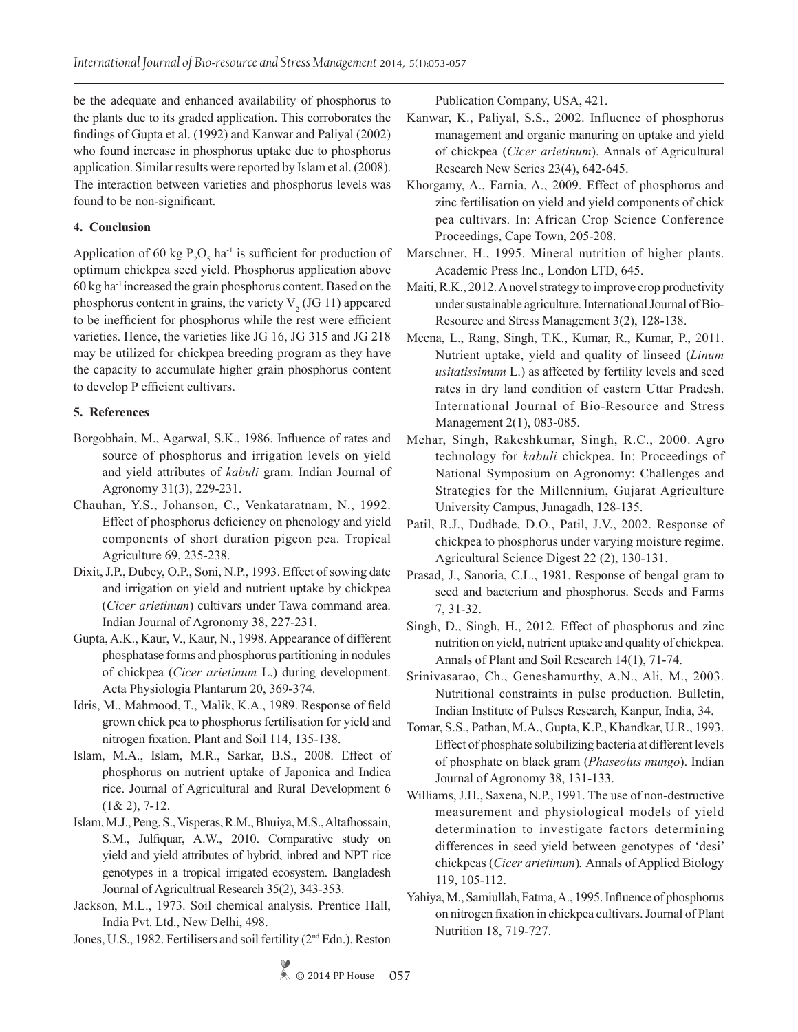be the adequate and enhanced availability of phosphorus to the plants due to its graded application. This corroborates the findings of Gupta et al. (1992) and Kanwar and Paliyal (2002) who found increase in phosphorus uptake due to phosphorus application. Similar results were reported by Islam et al. (2008). The interaction between varieties and phosphorus levels was found to be non-significant.

## 4. Conclusion

Application of 60 kg $P_2O_5$ ha$^{-1}$ is sufficient for production of optimum chickpea seed yield. Phosphorus application above 60 kg ha$^{-1}$ increased the grain phosphorus content. Based on the phosphorus content in grains, the variety $V_2$ (JG 11) appeared to be inefficient for phosphorus while the rest were efficient varieties. Hence, the varieties like JG 16, JG 315 and JG 218 may be utilized for chickpea breeding program as they have the capacity to accumulate higher grain phosphorus content to develop P efficient cultivars.

## 5. References

Borgobhain, M., Agarwal, S.K., 1986. Influence of rates and source of phosphorus and irrigation levels on yield and yield attributes of *kabuli* gram. Indian Journal of Agronomy 31(3), 229-231.

Chauhan, Y.S., Johanson, C., Venkataratnam, N., 1992. Effect of phosphorus deficiency on phenology and yield components of short duration pigeon pea. Tropical Agriculture 69, 235-238.

Dixit, J.P., Dubey, O.P., Soni, N.P., 1993. Effect of sowing date and irrigation on yield and nutrient uptake by chickpea (*Cicer arietinum*) cultivars under Tawa command area. Indian Journal of Agronomy 38, 227-231.

Gupta, A.K., Kaur, V., Kaur, N., 1998. Appearance of different phosphatase forms and phosphorus partitioning in nodules of chickpea (*Cicer arietinum* L.) during development. Acta Physiologia Plantarum 20, 369-374.

Idris, M., Mahmood, T., Malik, K.A., 1989. Response of field grown chick pea to phosphorus fertilisation for yield and nitrogen fixation. Plant and Soil 114, 135-138.

Islam, M.A., Islam, M.R., Sarkar, B.S., 2008. Effect of phosphorus on nutrient uptake of Japonica and Indica rice. Journal of Agricultural and Rural Development 6 (1& 2), 7-12.

Islam, M.J., Peng, S., Visperas, R.M., Bhuiya, M.S., Altafhossain, S.M., Julfiquar, A.W., 2010. Comparative study on yield and yield attributes of hybrid, inbred and NPT rice genotypes in a tropical irrigated ecosystem. Bangladesh Journal of Agricultrual Research 35(2), 343-353.

Jackson, M.L., 1973. Soil chemical analysis. Prentice Hall, India Pvt. Ltd., New Delhi, 498.

Jones, U.S., 1982. Fertilisers and soil fertility (2nd Edn.). Reston Publication Company, USA, 421.

Kanwar, K., Paliyal, S.S., 2002. Influence of phosphorus management and organic manuring on uptake and yield of chickpea (*Cicer arietinum*). Annals of Agricultural Research New Series 23(4), 642-645.

Khorgamy, A., Farnia, A., 2009. Effect of phosphorus and zinc fertilisation on yield and yield components of chick pea cultivars. In: African Crop Science Conference Proceedings, Cape Town, 205-208.

Marschner, H., 1995. Mineral nutrition of higher plants. Academic Press Inc., London LTD, 645.

Maiti, R.K., 2012. A novel strategy to improve crop productivity under sustainable agriculture. International Journal of Bio-Resource and Stress Management 3(2), 128-138.

Meena, L., Rang, Singh, T.K., Kumar, R., Kumar, P., 2011. Nutrient uptake, yield and quality of linseed (*Linum usitatissimum* L.) as affected by fertility levels and seed rates in dry land condition of eastern Uttar Pradesh. International Journal of Bio-Resource and Stress Management 2(1), 083-085.

Mehar, Singh, Rakeshkumar, Singh, R.C., 2000. Agro technology for *kabuli* chickpea. In: Proceedings of National Symposium on Agronomy: Challenges and Strategies for the Millennium, Gujarat Agriculture University Campus, Junagadh, 128-135.

Patil, R.J., Dudhade, D.O., Patil, J.V., 2002. Response of chickpea to phosphorus under varying moisture regime. Agricultural Science Digest 22 (2), 130-131.

Prasad, J., Sanoria, C.L., 1981. Response of bengal gram to seed and bacterium and phosphorus. Seeds and Farms 7, 31-32.

Singh, D., Singh, H., 2012. Effect of phosphorus and zinc nutrition on yield, nutrient uptake and quality of chickpea. Annals of Plant and Soil Research 14(1), 71-74.

Srinivasarao, Ch., Geneshamurthy, A.N., Ali, M., 2003. Nutritional constraints in pulse production. Bulletin, Indian Institute of Pulses Research, Kanpur, India, 34.

Tomar, S.S., Pathan, M.A., Gupta, K.P., Khandkar, U.R., 1993. Effect of phosphate solubilizing bacteria at different levels of phosphate on black gram (*Phaseolus mungo*). Indian Journal of Agronomy 38, 131-133.

Williams, J.H., Saxena, N.P., 1991. The use of non-destructive measurement and physiological models of yield determination to investigate factors determining differences in seed yield between genotypes of 'desi' chickpeas (*Cicer arietinum*). Annals of Applied Biology 119, 105-112.

Yahiya, M., Samiullah, Fatma, A., 1995. Influence of phosphorus on nitrogen fixation in chickpea cultivars. Journal of Plant Nutrition 18, 719-727.